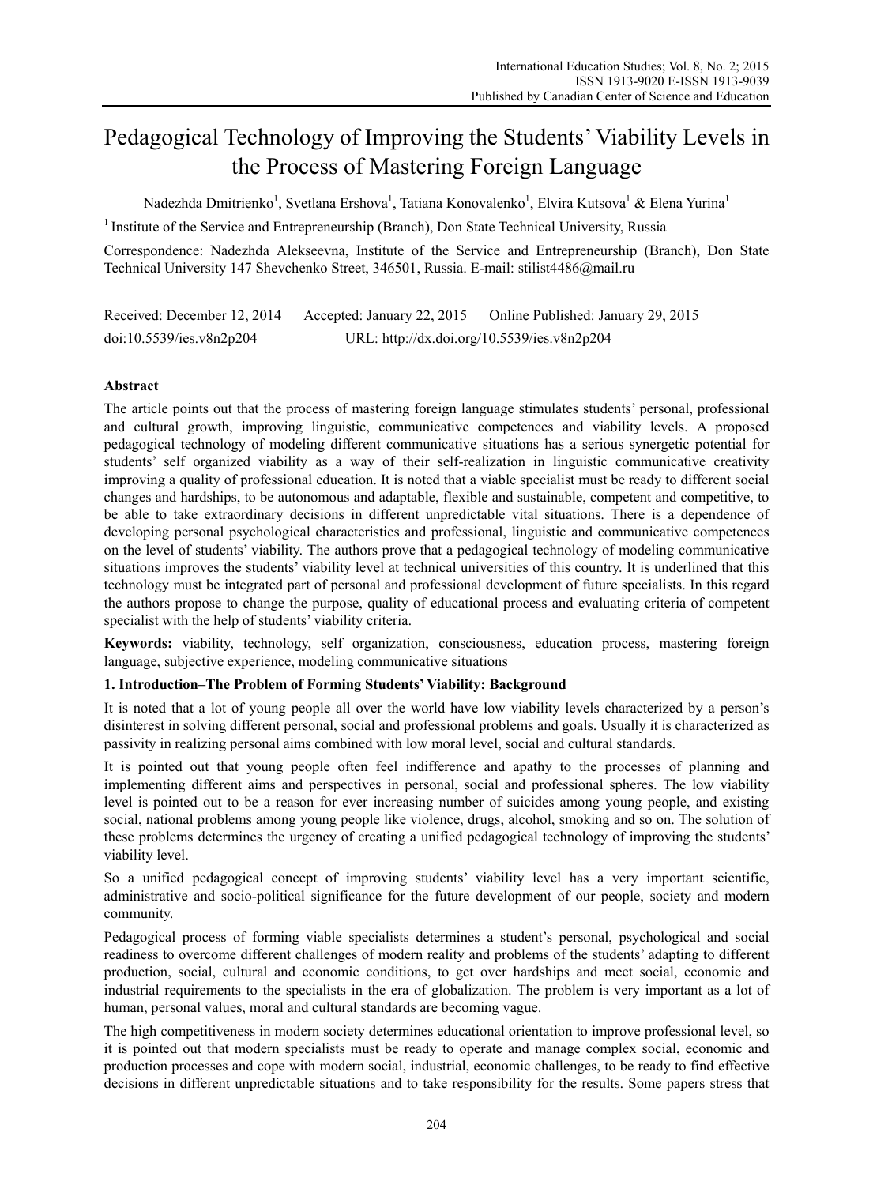# Pedagogical Technology of Improving the Students' Viability Levels in the Process of Mastering Foreign Language

Nadezhda Dmitrienko[1], Svetlana Ershova[1], Tatiana Konovalenko[1], Elvira Kutsova[1] & Elena Yurina[1]

[1] Institute of the Service and Entrepreneurship (Branch), Don State Technical University, Russia

Correspondence: Nadezhda Alekseevna, Institute of the Service and Entrepreneurship (Branch), Don State Technical University 147 Shevchenko Street, 346501, Russia. E-mail: stilist4486@mail.ru

Received: December 12, 2014 Accepted: January 22, 2015 Online Published: January 29, 2015

doi:10.5539/ies.v8n2p204 URL: http://dx.doi.org/10.5539/ies.v8n2p204

## Abstract

The article points out that the process of mastering foreign language stimulates students' personal, professional and cultural growth, improving linguistic, communicative competences and viability levels. A proposed pedagogical technology of modeling different communicative situations has a serious synergetic potential for students' self organized viability as a way of their self-realization in linguistic communicative creativity improving a quality of professional education. It is noted that a viable specialist must be ready to different social changes and hardships, to be autonomous and adaptable, flexible and sustainable, competent and competitive, to be able to take extraordinary decisions in different unpredictable vital situations. There is a dependence of developing personal psychological characteristics and professional, linguistic and communicative competences on the level of students' viability. The authors prove that a pedagogical technology of modeling communicative situations improves the students' viability level at technical universities of this country. It is underlined that this technology must be integrated part of personal and professional development of future specialists. In this regard the authors propose to change the purpose, quality of educational process and evaluating criteria of competent specialist with the help of students' viability criteria.

**Keywords:** viability, technology, self organization, consciousness, education process, mastering foreign language, subjective experience, modeling communicative situations

## 1. Introduction–The Problem of Forming Students' Viability: Background

It is noted that a lot of young people all over the world have low viability levels characterized by a person's disinterest in solving different personal, social and professional problems and goals. Usually it is characterized as passivity in realizing personal aims combined with low moral level, social and cultural standards.

It is pointed out that young people often feel indifference and apathy to the processes of planning and implementing different aims and perspectives in personal, social and professional spheres. The low viability level is pointed out to be a reason for ever increasing number of suicides among young people, and existing social, national problems among young people like violence, drugs, alcohol, smoking and so on. The solution of these problems determines the urgency of creating a unified pedagogical technology of improving the students' viability level.

So a unified pedagogical concept of improving students' viability level has a very important scientific, administrative and socio-political significance for the future development of our people, society and modern community.

Pedagogical process of forming viable specialists determines a student's personal, psychological and social readiness to overcome different challenges of modern reality and problems of the students' adapting to different production, social, cultural and economic conditions, to get over hardships and meet social, economic and industrial requirements to the specialists in the era of globalization. The problem is very important as a lot of human, personal values, moral and cultural standards are becoming vague.

The high competitiveness in modern society determines educational orientation to improve professional level, so it is pointed out that modern specialists must be ready to operate and manage complex social, economic and production processes and cope with modern social, industrial, economic challenges, to be ready to find effective decisions in different unpredictable situations and to take responsibility for the results. Some papers stress that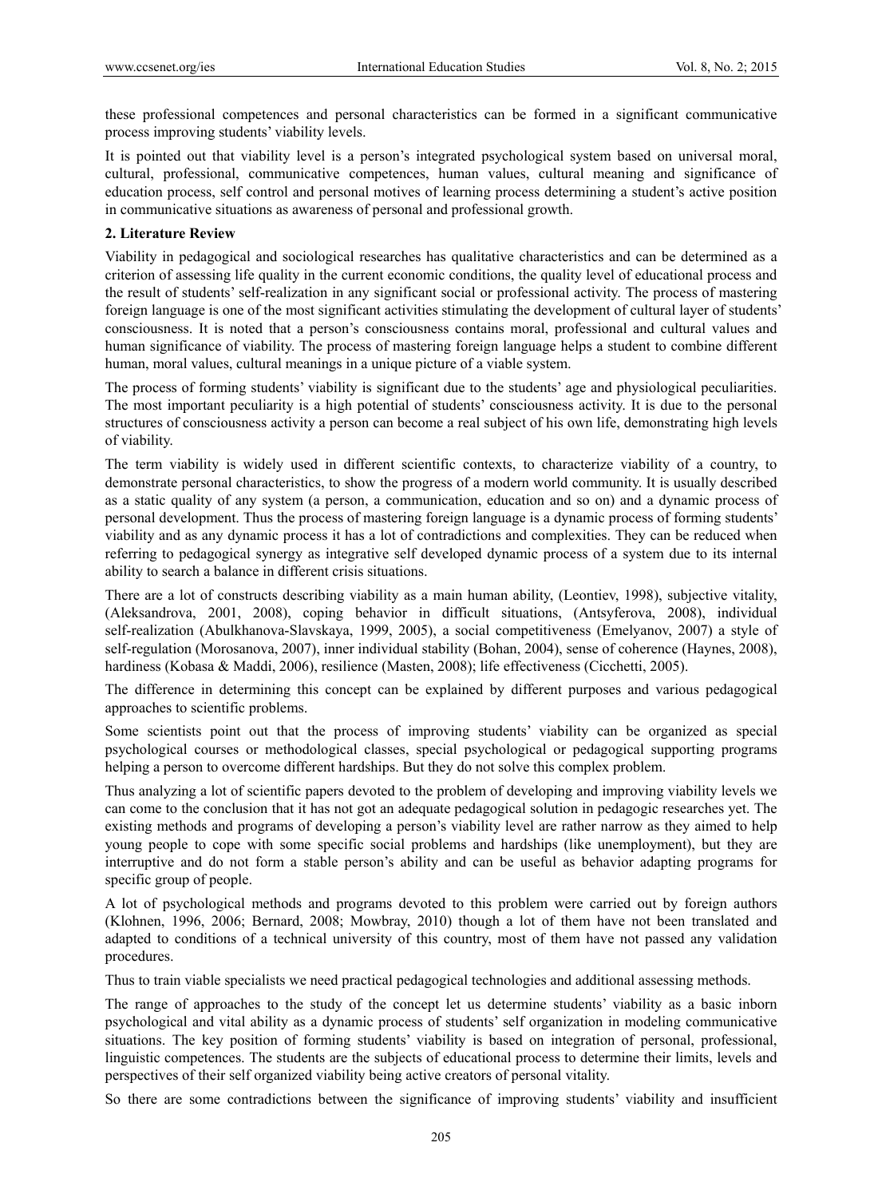these professional competences and personal characteristics can be formed in a significant communicative process improving students' viability levels.

It is pointed out that viability level is a person's integrated psychological system based on universal moral, cultural, professional, communicative competences, human values, cultural meaning and significance of education process, self control and personal motives of learning process determining a student's active position in communicative situations as awareness of personal and professional growth.

## 2. Literature Review

Viability in pedagogical and sociological researches has qualitative characteristics and can be determined as a criterion of assessing life quality in the current economic conditions, the quality level of educational process and the result of students' self-realization in any significant social or professional activity. The process of mastering foreign language is one of the most significant activities stimulating the development of cultural layer of students' consciousness. It is noted that a person's consciousness contains moral, professional and cultural values and human significance of viability. The process of mastering foreign language helps a student to combine different human, moral values, cultural meanings in a unique picture of a viable system.

The process of forming students' viability is significant due to the students' age and physiological peculiarities. The most important peculiarity is a high potential of students' consciousness activity. It is due to the personal structures of consciousness activity a person can become a real subject of his own life, demonstrating high levels of viability.

The term viability is widely used in different scientific contexts, to characterize viability of a country, to demonstrate personal characteristics, to show the progress of a modern world community. It is usually described as a static quality of any system (a person, a communication, education and so on) and a dynamic process of personal development. Thus the process of mastering foreign language is a dynamic process of forming students' viability and as any dynamic process it has a lot of contradictions and complexities. They can be reduced when referring to pedagogical synergy as integrative self developed dynamic process of a system due to its internal ability to search a balance in different crisis situations.

There are a lot of constructs describing viability as a main human ability, (Leontiev, 1998), subjective vitality, (Aleksandrova, 2001, 2008), coping behavior in difficult situations, (Antsyferova, 2008), individual self-realization (Abulkhanova-Slavskaya, 1999, 2005), a social competitiveness (Emelyanov, 2007) a style of self-regulation (Morosanova, 2007), inner individual stability (Bohan, 2004), sense of coherence (Haynes, 2008), hardiness (Kobasa & Maddi, 2006), resilience (Masten, 2008); life effectiveness (Cicchetti, 2005).

The difference in determining this concept can be explained by different purposes and various pedagogical approaches to scientific problems.

Some scientists point out that the process of improving students' viability can be organized as special psychological courses or methodological classes, special psychological or pedagogical supporting programs helping a person to overcome different hardships. But they do not solve this complex problem.

Thus analyzing a lot of scientific papers devoted to the problem of developing and improving viability levels we can come to the conclusion that it has not got an adequate pedagogical solution in pedagogic researches yet. The existing methods and programs of developing a person's viability level are rather narrow as they aimed to help young people to cope with some specific social problems and hardships (like unemployment), but they are interruptive and do not form a stable person's ability and can be useful as behavior adapting programs for specific group of people.

A lot of psychological methods and programs devoted to this problem were carried out by foreign authors (Klohnen, 1996, 2006; Bernard, 2008; Mowbray, 2010) though a lot of them have not been translated and adapted to conditions of a technical university of this country, most of them have not passed any validation procedures.

Thus to train viable specialists we need practical pedagogical technologies and additional assessing methods.

The range of approaches to the study of the concept let us determine students' viability as a basic inborn psychological and vital ability as a dynamic process of students' self organization in modeling communicative situations. The key position of forming students' viability is based on integration of personal, professional, linguistic competences. The students are the subjects of educational process to determine their limits, levels and perspectives of their self organized viability being active creators of personal vitality.

So there are some contradictions between the significance of improving students' viability and insufficient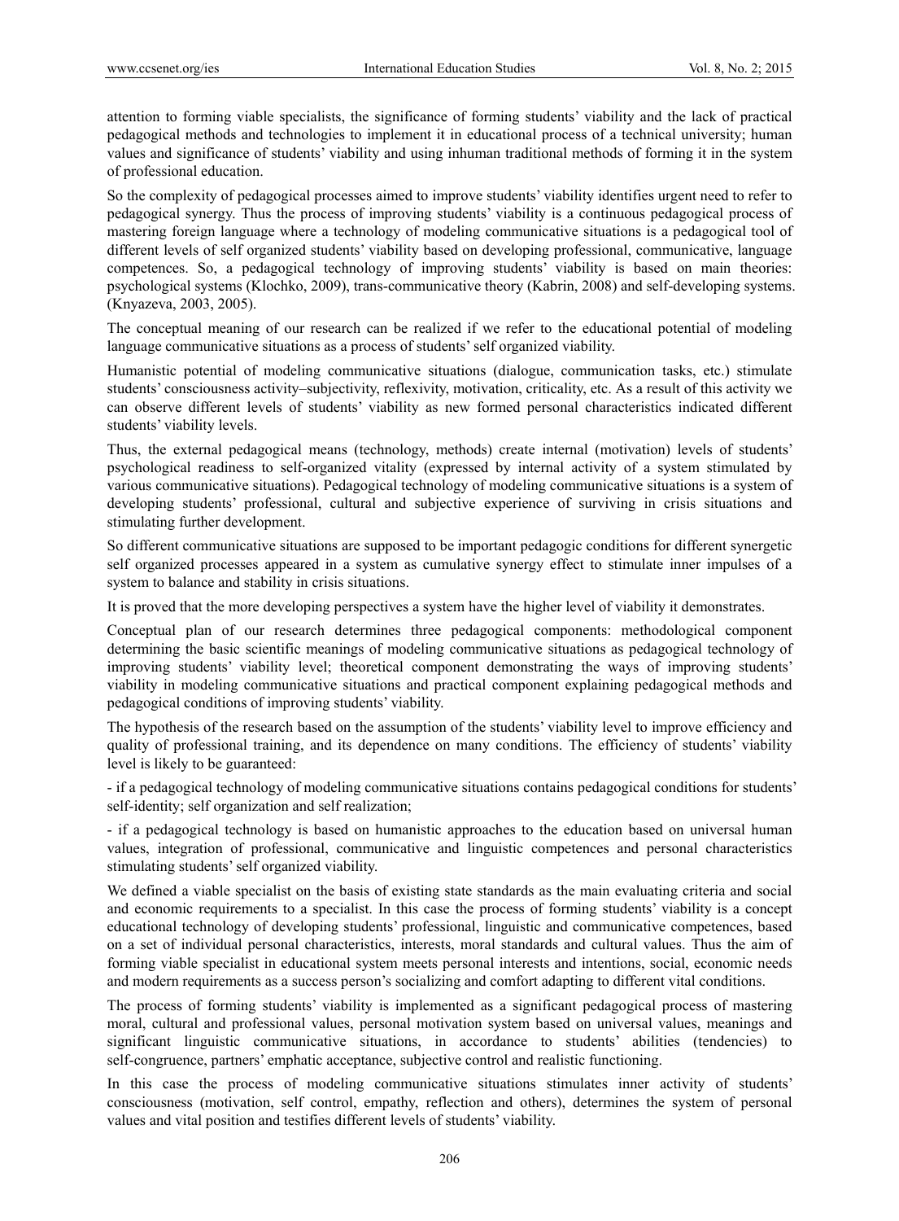attention to forming viable specialists, the significance of forming students' viability and the lack of practical pedagogical methods and technologies to implement it in educational process of a technical university; human values and significance of students' viability and using inhuman traditional methods of forming it in the system of professional education.

So the complexity of pedagogical processes aimed to improve students' viability identifies urgent need to refer to pedagogical synergy. Thus the process of improving students' viability is a continuous pedagogical process of mastering foreign language where a technology of modeling communicative situations is a pedagogical tool of different levels of self organized students' viability based on developing professional, communicative, language competences. So, a pedagogical technology of improving students' viability is based on main theories: psychological systems (Klochko, 2009), trans-communicative theory (Kabrin, 2008) and self-developing systems. (Knyazeva, 2003, 2005).

The conceptual meaning of our research can be realized if we refer to the educational potential of modeling language communicative situations as a process of students' self organized viability.

Humanistic potential of modeling communicative situations (dialogue, communication tasks, etc.) stimulate students' consciousness activity–subjectivity, reflexivity, motivation, criticality, etc. As a result of this activity we can observe different levels of students' viability as new formed personal characteristics indicated different students' viability levels.

Thus, the external pedagogical means (technology, methods) create internal (motivation) levels of students' psychological readiness to self-organized vitality (expressed by internal activity of a system stimulated by various communicative situations). Pedagogical technology of modeling communicative situations is a system of developing students' professional, cultural and subjective experience of surviving in crisis situations and stimulating further development.

So different communicative situations are supposed to be important pedagogic conditions for different synergetic self organized processes appeared in a system as cumulative synergy effect to stimulate inner impulses of a system to balance and stability in crisis situations.

It is proved that the more developing perspectives a system have the higher level of viability it demonstrates.

Conceptual plan of our research determines three pedagogical components: methodological component determining the basic scientific meanings of modeling communicative situations as pedagogical technology of improving students' viability level; theoretical component demonstrating the ways of improving students' viability in modeling communicative situations and practical component explaining pedagogical methods and pedagogical conditions of improving students' viability.

The hypothesis of the research based on the assumption of the students' viability level to improve efficiency and quality of professional training, and its dependence on many conditions. The efficiency of students' viability level is likely to be guaranteed:

- if a pedagogical technology of modeling communicative situations contains pedagogical conditions for students' self-identity; self organization and self realization;

- if a pedagogical technology is based on humanistic approaches to the education based on universal human values, integration of professional, communicative and linguistic competences and personal characteristics stimulating students' self organized viability.

We defined a viable specialist on the basis of existing state standards as the main evaluating criteria and social and economic requirements to a specialist. In this case the process of forming students' viability is a concept educational technology of developing students' professional, linguistic and communicative competences, based on a set of individual personal characteristics, interests, moral standards and cultural values. Thus the aim of forming viable specialist in educational system meets personal interests and intentions, social, economic needs and modern requirements as a success person's socializing and comfort adapting to different vital conditions.

The process of forming students' viability is implemented as a significant pedagogical process of mastering moral, cultural and professional values, personal motivation system based on universal values, meanings and significant linguistic communicative situations, in accordance to students' abilities (tendencies) to self-congruence, partners' emphatic acceptance, subjective control and realistic functioning.

In this case the process of modeling communicative situations stimulates inner activity of students' consciousness (motivation, self control, empathy, reflection and others), determines the system of personal values and vital position and testifies different levels of students' viability.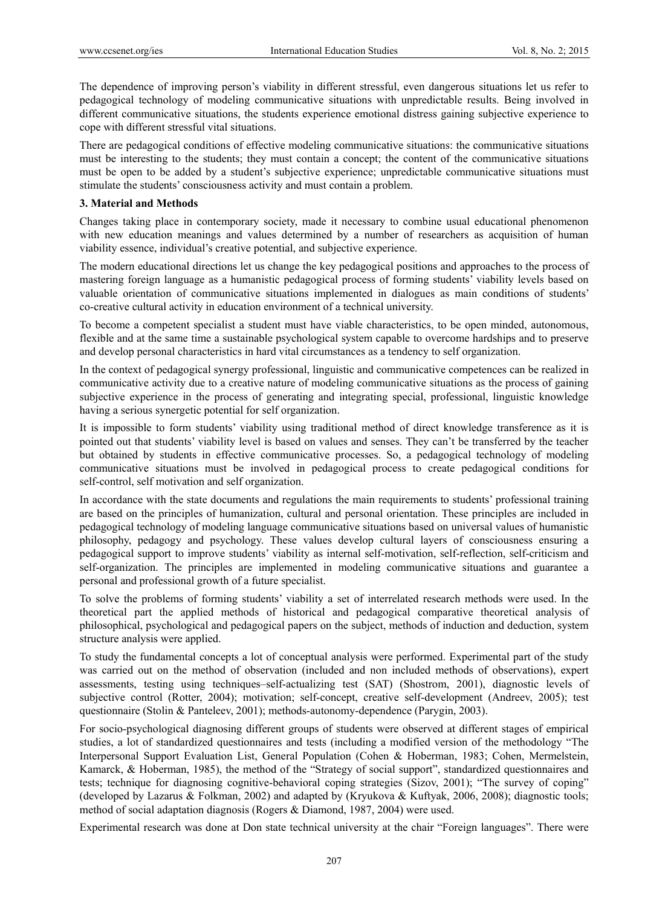The dependence of improving person's viability in different stressful, even dangerous situations let us refer to pedagogical technology of modeling communicative situations with unpredictable results. Being involved in different communicative situations, the students experience emotional distress gaining subjective experience to cope with different stressful vital situations.

There are pedagogical conditions of effective modeling communicative situations: the communicative situations must be interesting to the students; they must contain a concept; the content of the communicative situations must be open to be added by a student's subjective experience; unpredictable communicative situations must stimulate the students' consciousness activity and must contain a problem.

## 3. Material and Methods

Changes taking place in contemporary society, made it necessary to combine usual educational phenomenon with new education meanings and values determined by a number of researchers as acquisition of human viability essence, individual's creative potential, and subjective experience.

The modern educational directions let us change the key pedagogical positions and approaches to the process of mastering foreign language as a humanistic pedagogical process of forming students' viability levels based on valuable orientation of communicative situations implemented in dialogues as main conditions of students' co-creative cultural activity in education environment of a technical university.

To become a competent specialist a student must have viable characteristics, to be open minded, autonomous, flexible and at the same time a sustainable psychological system capable to overcome hardships and to preserve and develop personal characteristics in hard vital circumstances as a tendency to self organization.

In the context of pedagogical synergy professional, linguistic and communicative competences can be realized in communicative activity due to a creative nature of modeling communicative situations as the process of gaining subjective experience in the process of generating and integrating special, professional, linguistic knowledge having a serious synergetic potential for self organization.

It is impossible to form students' viability using traditional method of direct knowledge transference as it is pointed out that students' viability level is based on values and senses. They can't be transferred by the teacher but obtained by students in effective communicative processes. So, a pedagogical technology of modeling communicative situations must be involved in pedagogical process to create pedagogical conditions for self-control, self motivation and self organization.

In accordance with the state documents and regulations the main requirements to students' professional training are based on the principles of humanization, cultural and personal orientation. These principles are included in pedagogical technology of modeling language communicative situations based on universal values of humanistic philosophy, pedagogy and psychology. These values develop cultural layers of consciousness ensuring a pedagogical support to improve students' viability as internal self-motivation, self-reflection, self-criticism and self-organization. The principles are implemented in modeling communicative situations and guarantee a personal and professional growth of a future specialist.

To solve the problems of forming students' viability a set of interrelated research methods were used. In the theoretical part the applied methods of historical and pedagogical comparative theoretical analysis of philosophical, psychological and pedagogical papers on the subject, methods of induction and deduction, system structure analysis were applied.

To study the fundamental concepts a lot of conceptual analysis were performed. Experimental part of the study was carried out on the method of observation (included and non included methods of observations), expert assessments, testing using techniques–self-actualizing test (SAT) (Shostrom, 2001), diagnostic levels of subjective control (Rotter, 2004); motivation; self-concept, creative self-development (Andreev, 2005); test questionnaire (Stolin & Panteleev, 2001); methods-autonomy-dependence (Parygin, 2003).

For socio-psychological diagnosing different groups of students were observed at different stages of empirical studies, a lot of standardized questionnaires and tests (including a modified version of the methodology "The Interpersonal Support Evaluation List, General Population (Cohen & Hoberman, 1983; Cohen, Mermelstein, Kamarck, & Hoberman, 1985), the method of the "Strategy of social support", standardized questionnaires and tests; technique for diagnosing cognitive-behavioral coping strategies (Sizov, 2001); "The survey of coping" (developed by Lazarus & Folkman, 2002) and adapted by (Kryukova & Kuftyak, 2006, 2008); diagnostic tools; method of social adaptation diagnosis (Rogers & Diamond, 1987, 2004) were used.

Experimental research was done at Don state technical university at the chair "Foreign languages". There were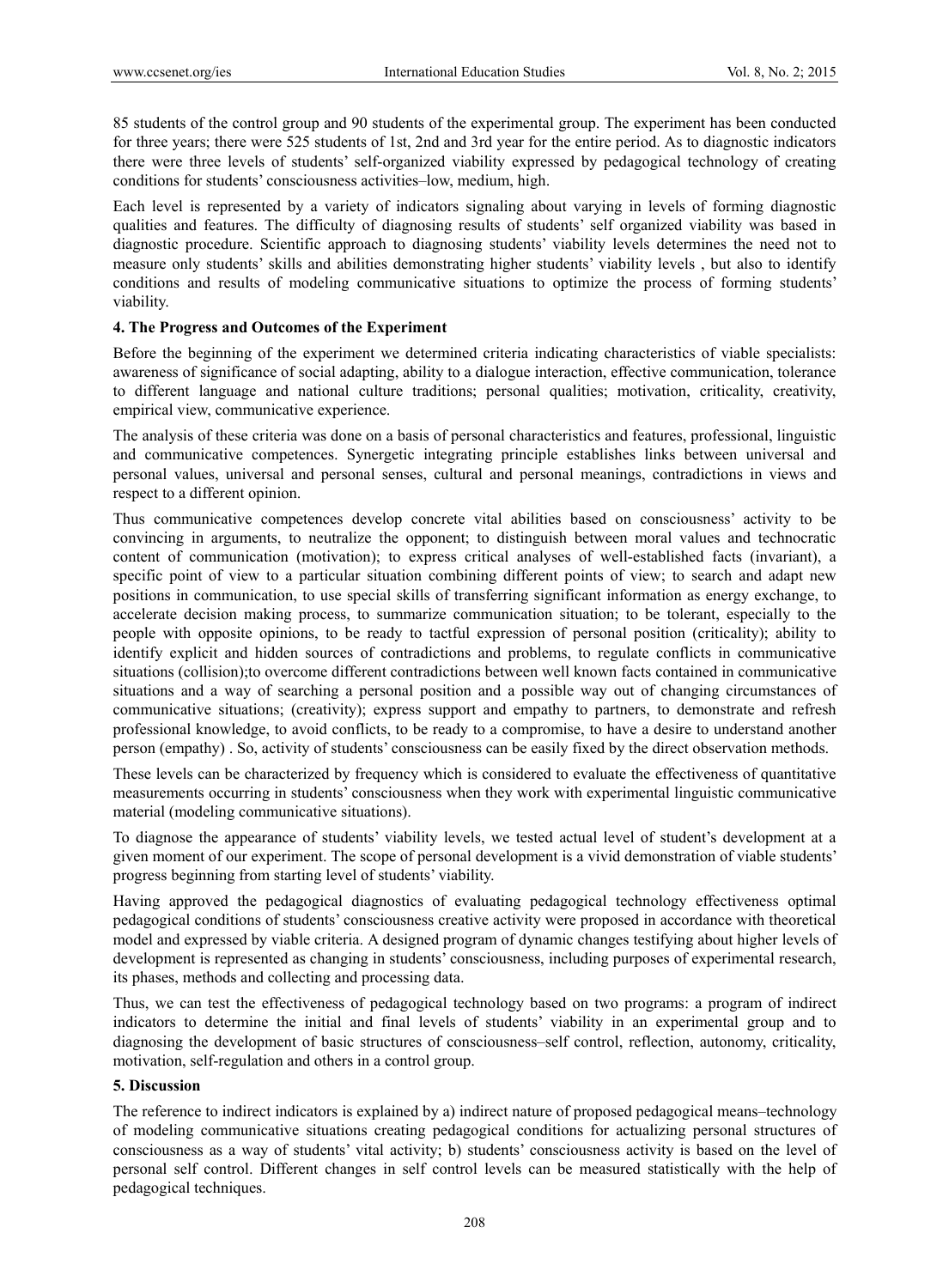85 students of the control group and 90 students of the experimental group. The experiment has been conducted for three years; there were 525 students of 1st, 2nd and 3rd year for the entire period. As to diagnostic indicators there were three levels of students' self-organized viability expressed by pedagogical technology of creating conditions for students' consciousness activities–low, medium, high.

Each level is represented by a variety of indicators signaling about varying in levels of forming diagnostic qualities and features. The difficulty of diagnosing results of students' self organized viability was based in diagnostic procedure. Scientific approach to diagnosing students' viability levels determines the need not to measure only students' skills and abilities demonstrating higher students' viability levels , but also to identify conditions and results of modeling communicative situations to optimize the process of forming students' viability.

## 4. The Progress and Outcomes of the Experiment

Before the beginning of the experiment we determined criteria indicating characteristics of viable specialists: awareness of significance of social adapting, ability to a dialogue interaction, effective communication, tolerance to different language and national culture traditions; personal qualities; motivation, criticality, creativity, empirical view, communicative experience.

The analysis of these criteria was done on a basis of personal characteristics and features, professional, linguistic and communicative competences. Synergetic integrating principle establishes links between universal and personal values, universal and personal senses, cultural and personal meanings, contradictions in views and respect to a different opinion.

Thus communicative competences develop concrete vital abilities based on consciousness' activity to be convincing in arguments, to neutralize the opponent; to distinguish between moral values and technocratic content of communication (motivation); to express critical analyses of well-established facts (invariant), a specific point of view to a particular situation combining different points of view; to search and adapt new positions in communication, to use special skills of transferring significant information as energy exchange, to accelerate decision making process, to summarize communication situation; to be tolerant, especially to the people with opposite opinions, to be ready to tactful expression of personal position (criticality); ability to identify explicit and hidden sources of contradictions and problems, to regulate conflicts in communicative situations (collision);to overcome different contradictions between well known facts contained in communicative situations and a way of searching a personal position and a possible way out of changing circumstances of communicative situations; (creativity); express support and empathy to partners, to demonstrate and refresh professional knowledge, to avoid conflicts, to be ready to a compromise, to have a desire to understand another person (empathy) . So, activity of students' consciousness can be easily fixed by the direct observation methods.

These levels can be characterized by frequency which is considered to evaluate the effectiveness of quantitative measurements occurring in students' consciousness when they work with experimental linguistic communicative material (modeling communicative situations).

To diagnose the appearance of students' viability levels, we tested actual level of student's development at a given moment of our experiment. The scope of personal development is a vivid demonstration of viable students' progress beginning from starting level of students' viability.

Having approved the pedagogical diagnostics of evaluating pedagogical technology effectiveness optimal pedagogical conditions of students' consciousness creative activity were proposed in accordance with theoretical model and expressed by viable criteria. A designed program of dynamic changes testifying about higher levels of development is represented as changing in students' consciousness, including purposes of experimental research, its phases, methods and collecting and processing data.

Thus, we can test the effectiveness of pedagogical technology based on two programs: a program of indirect indicators to determine the initial and final levels of students' viability in an experimental group and to diagnosing the development of basic structures of consciousness–self control, reflection, autonomy, criticality, motivation, self-regulation and others in a control group.

## 5. Discussion

The reference to indirect indicators is explained by a) indirect nature of proposed pedagogical means–technology of modeling communicative situations creating pedagogical conditions for actualizing personal structures of consciousness as a way of students' vital activity; b) students' consciousness activity is based on the level of personal self control. Different changes in self control levels can be measured statistically with the help of pedagogical techniques.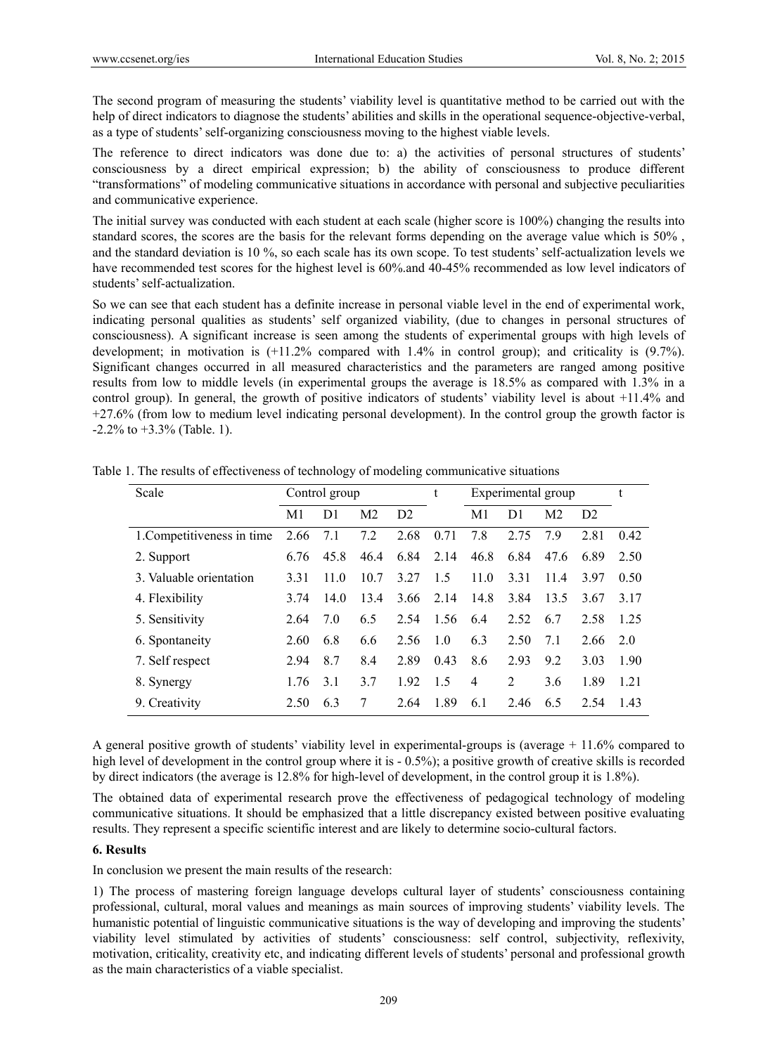The second program of measuring the students' viability level is quantitative method to be carried out with the help of direct indicators to diagnose the students' abilities and skills in the operational sequence-objective-verbal, as a type of students' self-organizing consciousness moving to the highest viable levels.

The reference to direct indicators was done due to: a) the activities of personal structures of students' consciousness by a direct empirical expression; b) the ability of consciousness to produce different "transformations" of modeling communicative situations in accordance with personal and subjective peculiarities and communicative experience.

The initial survey was conducted with each student at each scale (higher score is 100%) changing the results into standard scores, the scores are the basis for the relevant forms depending on the average value which is 50% , and the standard deviation is 10 %, so each scale has its own scope. To test students' self-actualization levels we have recommended test scores for the highest level is 60%.and 40-45% recommended as low level indicators of students' self-actualization.

So we can see that each student has a definite increase in personal viable level in the end of experimental work, indicating personal qualities as students' self organized viability, (due to changes in personal structures of consciousness). A significant increase is seen among the students of experimental groups with high levels of development; in motivation is (+11.2% compared with 1.4% in control group); and criticality is (9.7%). Significant changes occurred in all measured characteristics and the parameters are ranged among positive results from low to middle levels (in experimental groups the average is 18.5% as compared with 1.3% in a control group). In general, the growth of positive indicators of students' viability level is about +11.4% and +27.6% (from low to medium level indicating personal development). In the control group the growth factor is -2.2% to +3.3% (Table. 1).

Table 1. The results of effectiveness of technology of modeling communicative situations

| Scale | Control group | | | | t | Experimental group | | | | t |
|---|---|---|---|---|---|---|---|---|---|---|
| | M1 | D1 | M2 | D2 | | M1 | D1 | M2 | D2 | |
| 1.Competitiveness in time | 2.66 | 7.1 | 7.2 | 2.68 | 0.71 | 7.8 | 2.75 | 7.9 | 2.81 | 0.42 |
| 2. Support | 6.76 | 45.8 | 46.4 | 6.84 | 2.14 | 46.8 | 6.84 | 47.6 | 6.89 | 2.50 |
| 3. Valuable orientation | 3.31 | 11.0 | 10.7 | 3.27 | 1.5 | 11.0 | 3.31 | 11.4 | 3.97 | 0.50 |
| 4. Flexibility | 3.74 | 14.0 | 13.4 | 3.66 | 2.14 | 14.8 | 3.84 | 13.5 | 3.67 | 3.17 |
| 5. Sensitivity | 2.64 | 7.0 | 6.5 | 2.54 | 1.56 | 6.4 | 2.52 | 6.7 | 2.58 | 1.25 |
| 6. Spontaneity | 2.60 | 6.8 | 6.6 | 2.56 | 1.0 | 6.3 | 2.50 | 7.1 | 2.66 | 2.0 |
| 7. Self respect | 2.94 | 8.7 | 8.4 | 2.89 | 0.43 | 8.6 | 2.93 | 9.2 | 3.03 | 1.90 |
| 8. Synergy | 1.76 | 3.1 | 3.7 | 1.92 | 1.5 | 4 | 2 | 3.6 | 1.89 | 1.21 |
| 9. Creativity | 2.50 | 6.3 | 7 | 2.64 | 1.89 | 6.1 | 2.46 | 6.5 | 2.54 | 1.43 |

A general positive growth of students' viability level in experimental-groups is (average + 11.6% compared to high level of development in the control group where it is - 0.5%); a positive growth of creative skills is recorded by direct indicators (the average is 12.8% for high-level of development, in the control group it is 1.8%).

The obtained data of experimental research prove the effectiveness of pedagogical technology of modeling communicative situations. It should be emphasized that a little discrepancy existed between positive evaluating results. They represent a specific scientific interest and are likely to determine socio-cultural factors.

## 6. Results

In conclusion we present the main results of the research:

1) The process of mastering foreign language develops cultural layer of students' consciousness containing professional, cultural, moral values and meanings as main sources of improving students' viability levels. The humanistic potential of linguistic communicative situations is the way of developing and improving the students' viability level stimulated by activities of students' consciousness: self control, subjectivity, reflexivity, motivation, criticality, creativity etc, and indicating different levels of students' personal and professional growth as the main characteristics of a viable specialist.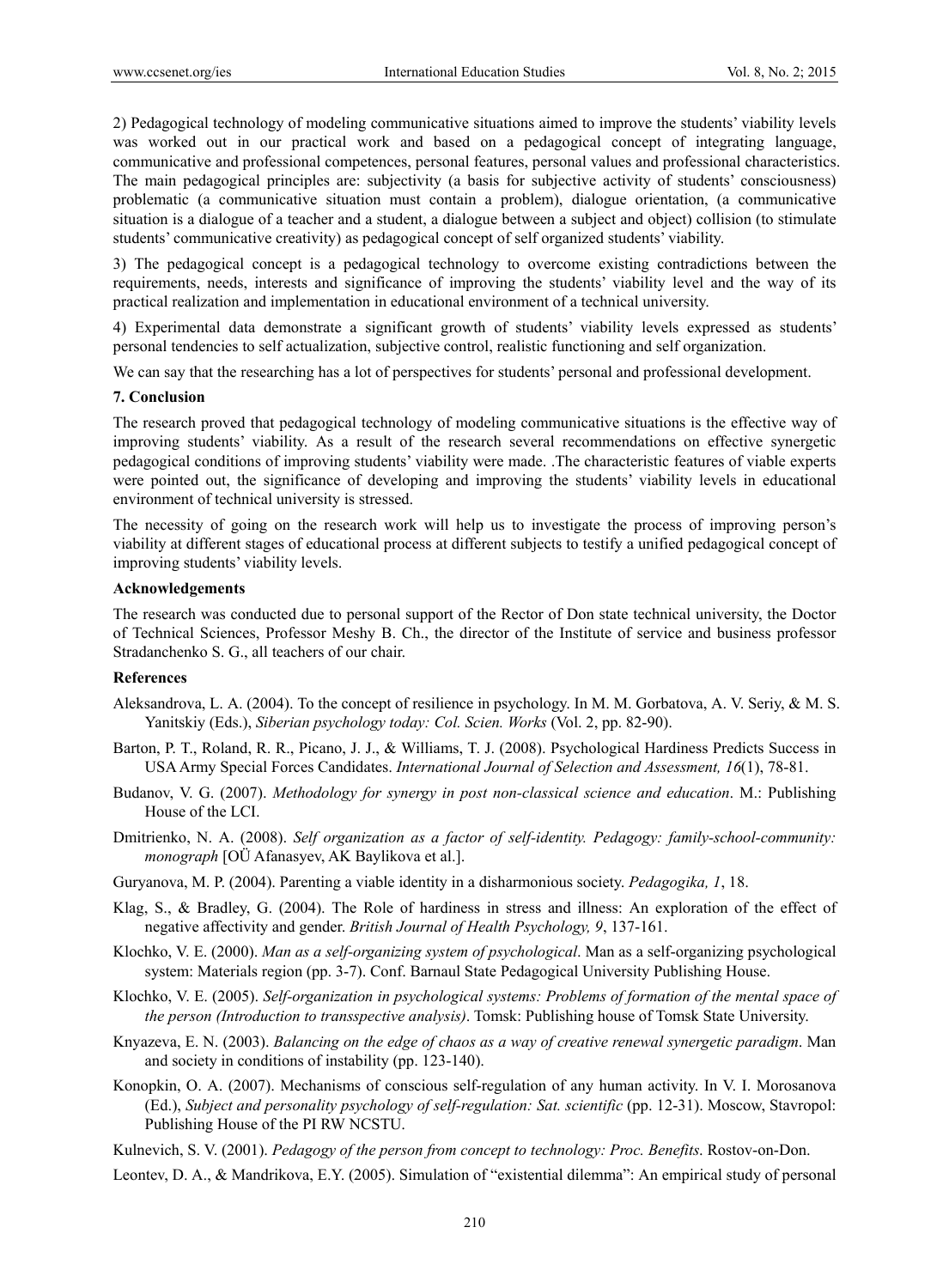2) Pedagogical technology of modeling communicative situations aimed to improve the students' viability levels was worked out in our practical work and based on a pedagogical concept of integrating language, communicative and professional competences, personal features, personal values and professional characteristics. The main pedagogical principles are: subjectivity (a basis for subjective activity of students' consciousness) problematic (a communicative situation must contain a problem), dialogue orientation, (a communicative situation is a dialogue of a teacher and a student, a dialogue between a subject and object) collision (to stimulate students' communicative creativity) as pedagogical concept of self organized students' viability.

3) The pedagogical concept is a pedagogical technology to overcome existing contradictions between the requirements, needs, interests and significance of improving the students' viability level and the way of its practical realization and implementation in educational environment of a technical university.

4) Experimental data demonstrate a significant growth of students' viability levels expressed as students' personal tendencies to self actualization, subjective control, realistic functioning and self organization.

We can say that the researching has a lot of perspectives for students' personal and professional development.

## 7. Conclusion

The research proved that pedagogical technology of modeling communicative situations is the effective way of improving students' viability. As a result of the research several recommendations on effective synergetic pedagogical conditions of improving students' viability were made. .The characteristic features of viable experts were pointed out, the significance of developing and improving the students' viability levels in educational environment of technical university is stressed.

The necessity of going on the research work will help us to investigate the process of improving person's viability at different stages of educational process at different subjects to testify a unified pedagogical concept of improving students' viability levels.

## Acknowledgements

The research was conducted due to personal support of the Rector of Don state technical university, the Doctor of Technical Sciences, Professor Meshy B. Ch., the director of the Institute of service and business professor Stradanchenko S. G., all teachers of our chair.

## References

Aleksandrova, L. A. (2004). To the concept of resilience in psychology. In M. M. Gorbatova, A. V. Seriy, & M. S. Yanitskiy (Eds.), *Siberian psychology today: Col. Scien. Works* (Vol. 2, pp. 82-90).

Barton, P. T., Roland, R. R., Picano, J. J., & Williams, T. J. (2008). Psychological Hardiness Predicts Success in USA Army Special Forces Candidates. *International Journal of Selection and Assessment, 16*(1), 78-81.

Budanov, V. G. (2007). *Methodology for synergy in post non-classical science and education*. M.: Publishing House of the LCI.

Dmitrienko, N. A. (2008). *Self organization as a factor of self-identity. Pedagogy: family-school-community: monograph* [OÜ Afanasyev, AK Baylikova et al.].

Guryanova, M. P. (2004). Parenting a viable identity in a disharmonious society. *Pedagogika, 1*, 18.

Klag, S., & Bradley, G. (2004). The Role of hardiness in stress and illness: An exploration of the effect of negative affectivity and gender. *British Journal of Health Psychology, 9*, 137-161.

Klochko, V. E. (2000). *Man as a self-organizing system of psychological*. Man as a self-organizing psychological system: Materials region (pp. 3-7). Conf. Barnaul State Pedagogical University Publishing House.

Klochko, V. E. (2005). *Self-organization in psychological systems: Problems of formation of the mental space of the person (Introduction to transspective analysis)*. Tomsk: Publishing house of Tomsk State University.

Knyazeva, E. N. (2003). *Balancing on the edge of chaos as a way of creative renewal synergetic paradigm*. Man and society in conditions of instability (pp. 123-140).

Konopkin, O. A. (2007). Mechanisms of conscious self-regulation of any human activity. In V. I. Morosanova (Ed.), *Subject and personality psychology of self-regulation: Sat. scientific* (pp. 12-31). Moscow, Stavropol: Publishing House of the PI RW NCSTU.

Kulnevich, S. V. (2001). *Pedagogy of the person from concept to technology: Proc. Benefits*. Rostov-on-Don.

Leontev, D. A., & Mandrikova, E.Y. (2005). Simulation of "existential dilemma": An empirical study of personal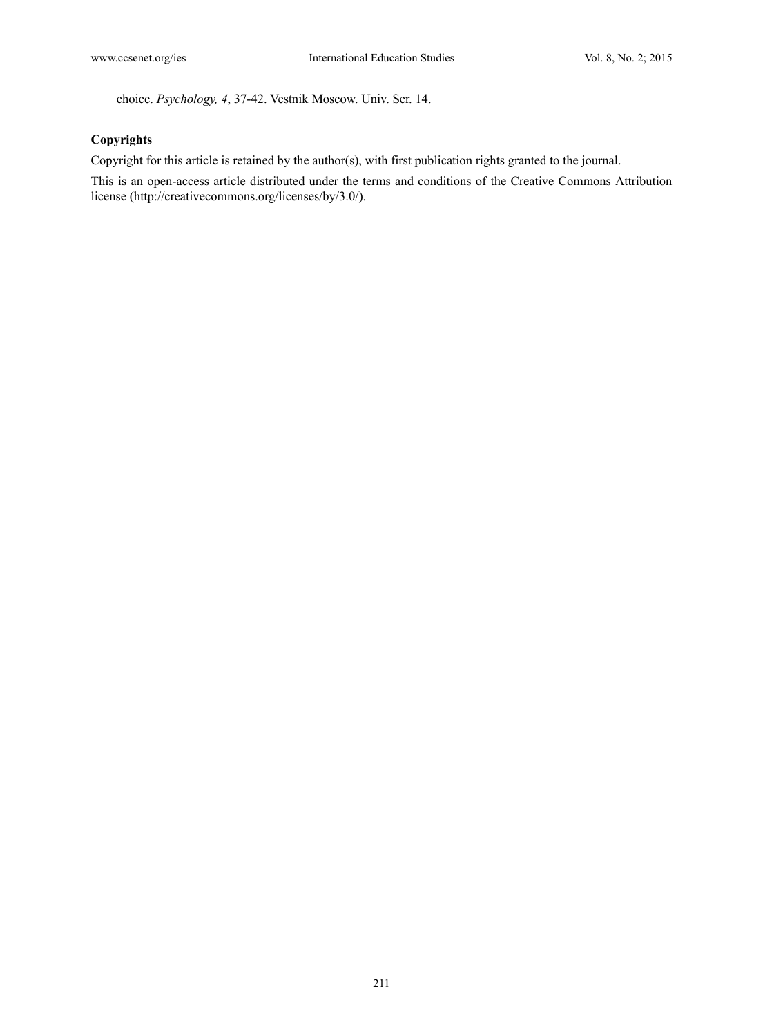choice. *Psychology, 4*, 37-42. Vestnik Moscow. Univ. Ser. 14.

## Copyrights

Copyright for this article is retained by the author(s), with first publication rights granted to the journal.

This is an open-access article distributed under the terms and conditions of the Creative Commons Attribution license (http://creativecommons.org/licenses/by/3.0/).